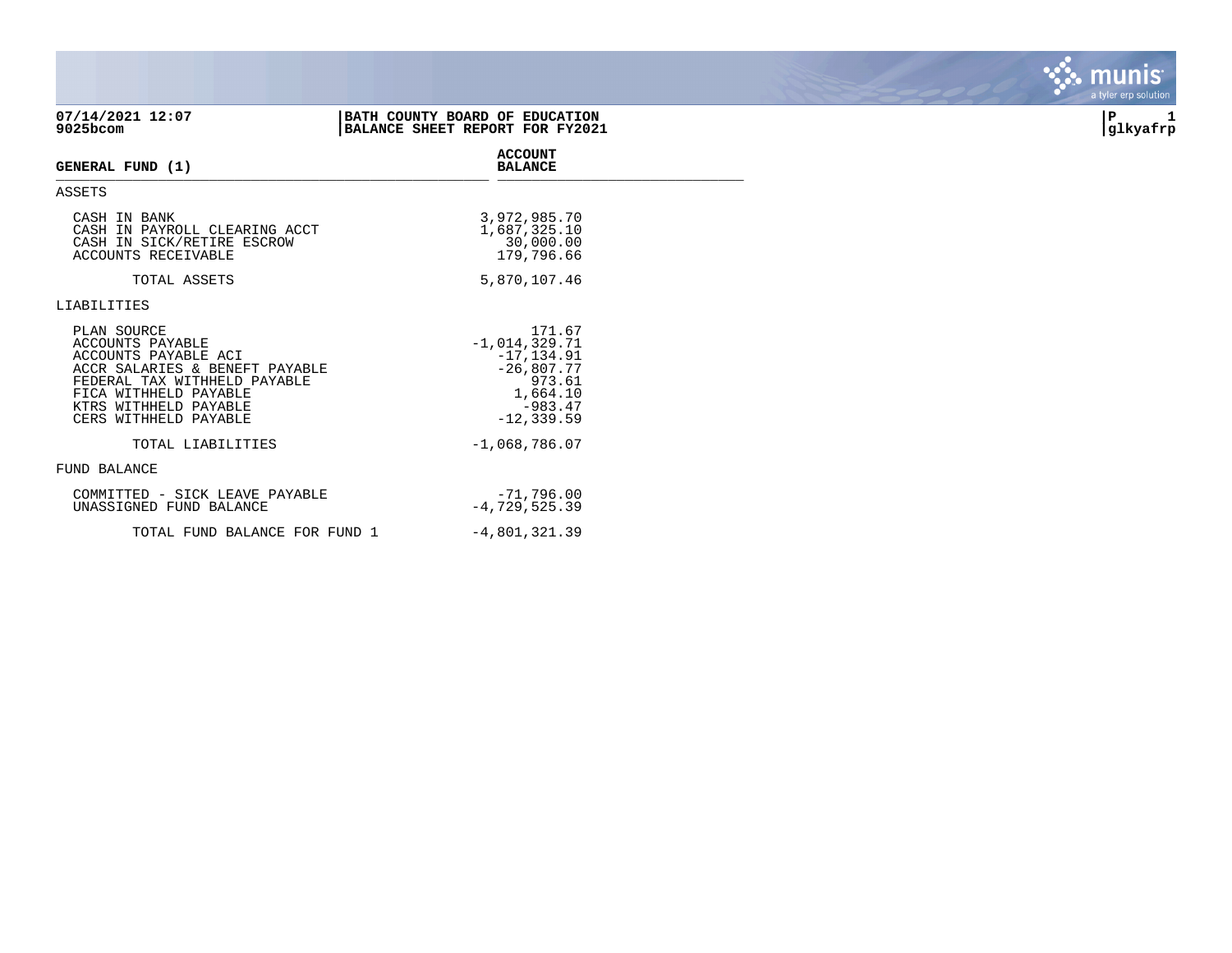**07/14/2021 12:07**
**9025bcom**

**BATH COUNTY BOARD OF EDUCATION**
**BALANCE SHEET REPORT FOR FY2021**

**P 1**
**glkyafrp**

| **GENERAL FUND (1)** | **ACCOUNT BALANCE** |
|---|---|
| ASSETS | |
| CASH IN BANK | 3,972,985.70 |
| CASH IN PAYROLL CLEARING ACCT | 1,687,325.10 |
| CASH IN SICK/RETIRE ESCROW | 30,000.00 |
| ACCOUNTS RECEIVABLE | 179,796.66 |
| TOTAL ASSETS | 5,870,107.46 |
| LIABILITIES | |
| PLAN SOURCE | 171.67 |
| ACCOUNTS PAYABLE | -1,014,329.71 |
| ACCOUNTS PAYABLE ACI | -17,134.91 |
| ACCR SALARIES & BENEFT PAYABLE | -26,807.77 |
| FEDERAL TAX WITHHELD PAYABLE | 973.61 |
| FICA WITHHELD PAYABLE | 1,664.10 |
| KTRS WITHHELD PAYABLE | -983.47 |
| CERS WITHHELD PAYABLE | -12,339.59 |
| TOTAL LIABILITIES | -1,068,786.07 |
| FUND BALANCE | |
| COMMITTED - SICK LEAVE PAYABLE | -71,796.00 |
| UNASSIGNED FUND BALANCE | -4,729,525.39 |
| TOTAL FUND BALANCE FOR FUND 1 | -4,801,321.39 |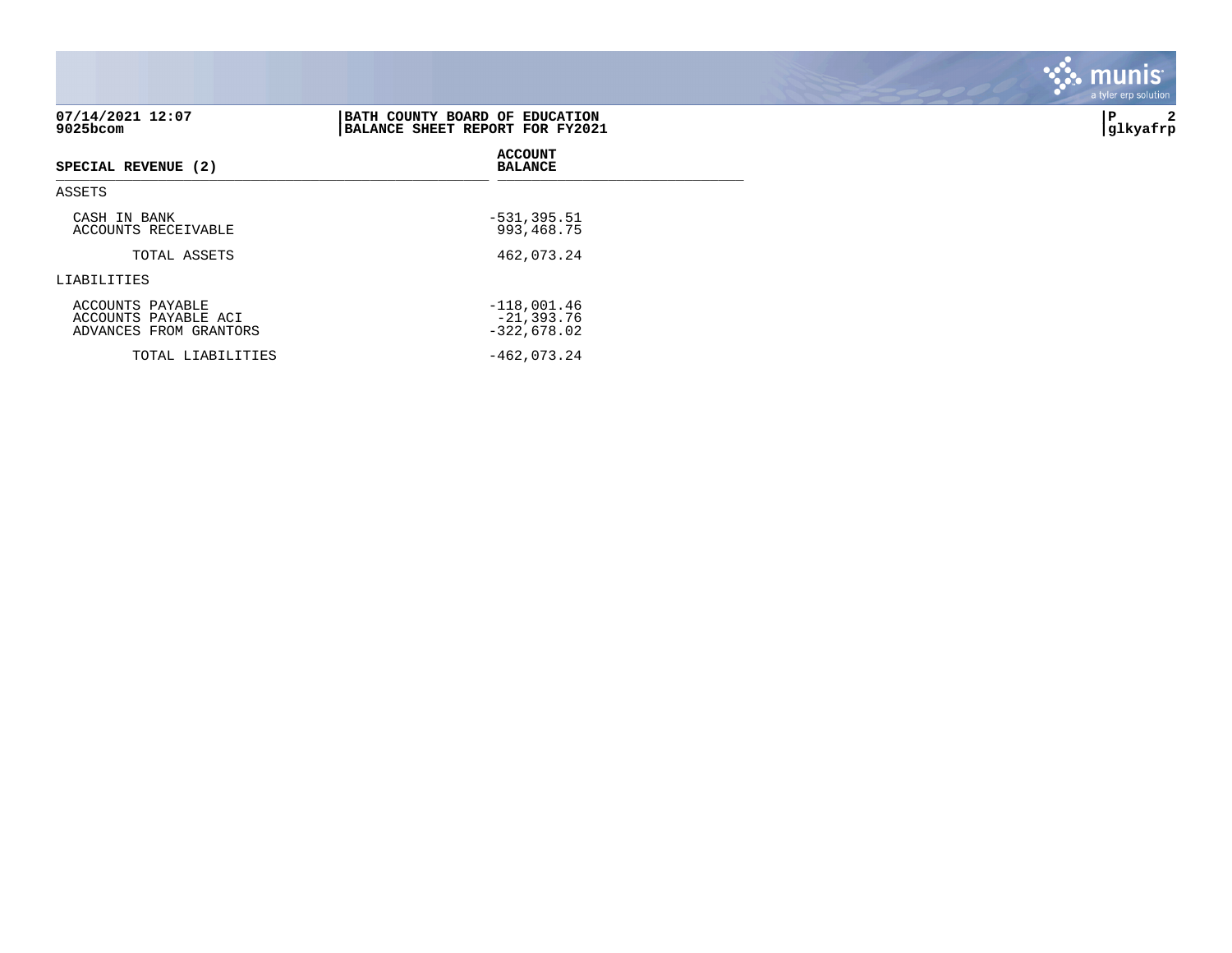**07/14/2021 12:07**
**9025bcom**

**BATH COUNTY BOARD OF EDUCATION**
**BALANCE SHEET REPORT FOR FY2021**

| SPECIAL REVENUE (2) | ACCOUNT BALANCE |
|---|---|
| ASSETS | |
| CASH IN BANK | -531,395.51 |
| ACCOUNTS RECEIVABLE | 993,468.75 |
| TOTAL ASSETS | 462,073.24 |
| LIABILITIES | |
| ACCOUNTS PAYABLE | -118,001.46 |
| ACCOUNTS PAYABLE ACI | -21,393.76 |
| ADVANCES FROM GRANTORS | -322,678.02 |
| TOTAL LIABILITIES | -462,073.24 |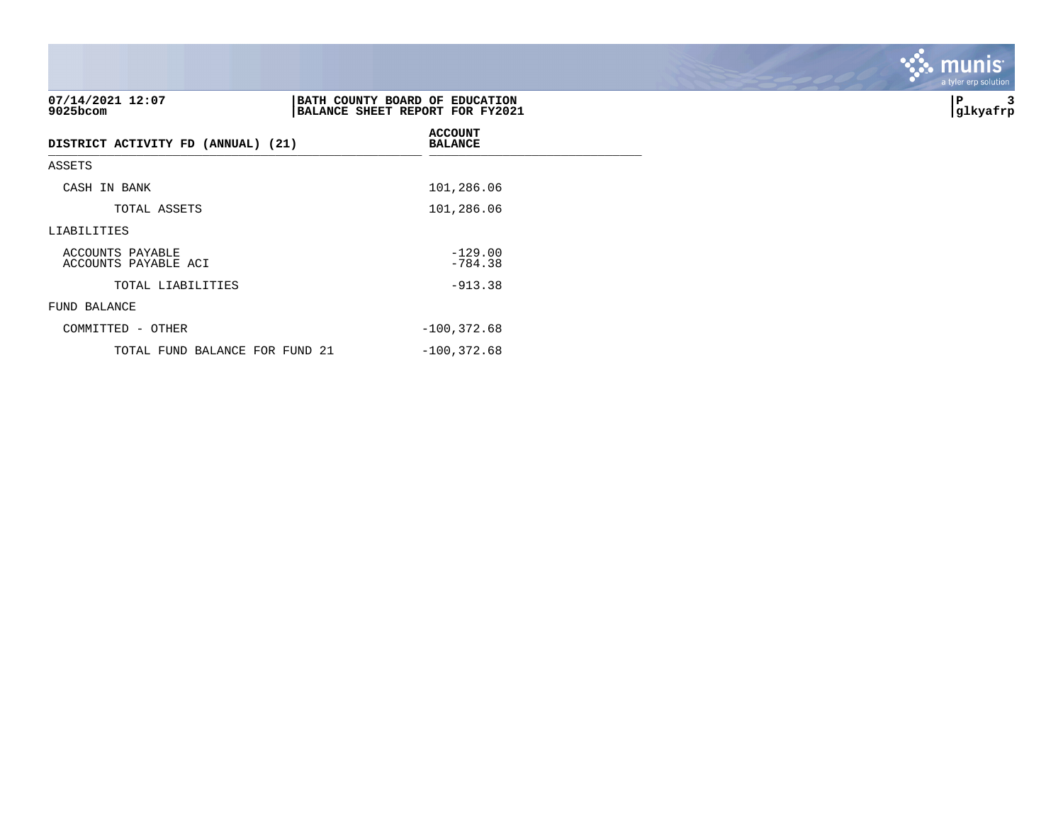07/14/2021 12:07
9025bcom

**BATH COUNTY BOARD OF EDUCATION**
**BALANCE SHEET REPORT FOR FY2021**

P 3
glkyafrp

| DISTRICT ACTIVITY FD (ANNUAL) (21) | ACCOUNT BALANCE |
|---|---|
| ASSETS | |
| CASH IN BANK | 101,286.06 |
| TOTAL ASSETS | 101,286.06 |
| LIABILITIES | |
| ACCOUNTS PAYABLE | -129.00 |
| ACCOUNTS PAYABLE ACI | -784.38 |
| TOTAL LIABILITIES | -913.38 |
| FUND BALANCE | |
| COMMITTED - OTHER | -100,372.68 |
| TOTAL FUND BALANCE FOR FUND 21 | -100,372.68 |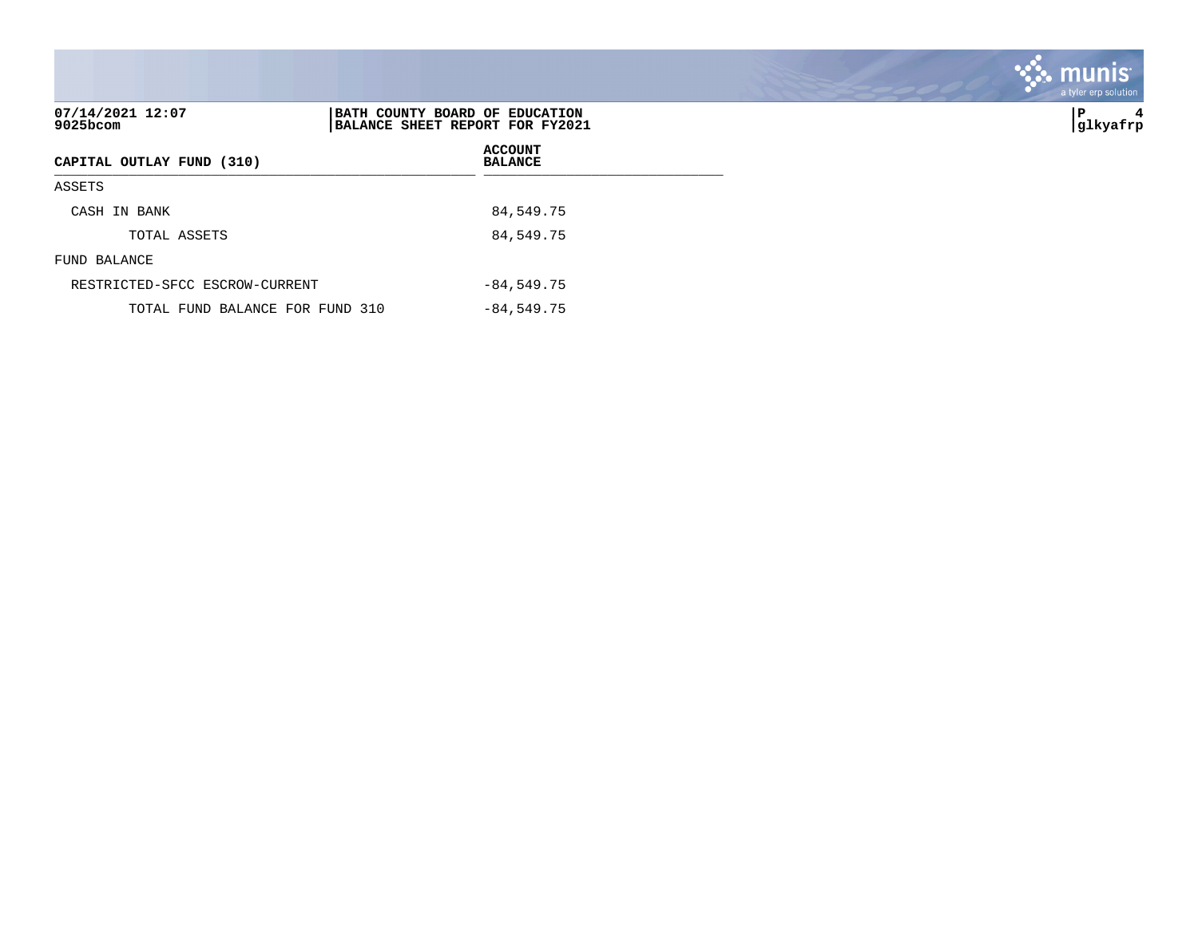**BATH COUNTY BOARD OF EDUCATION**
**BALANCE SHEET REPORT FOR FY2021**

| CAPITAL OUTLAY FUND (310) | ACCOUNT BALANCE |
|---|---|
| ASSETS | |
| CASH IN BANK | 84,549.75 |
| TOTAL ASSETS | 84,549.75 |
| FUND BALANCE | |
| RESTRICTED-SFCC ESCROW-CURRENT | -84,549.75 |
| TOTAL FUND BALANCE FOR FUND 310 | -84,549.75 |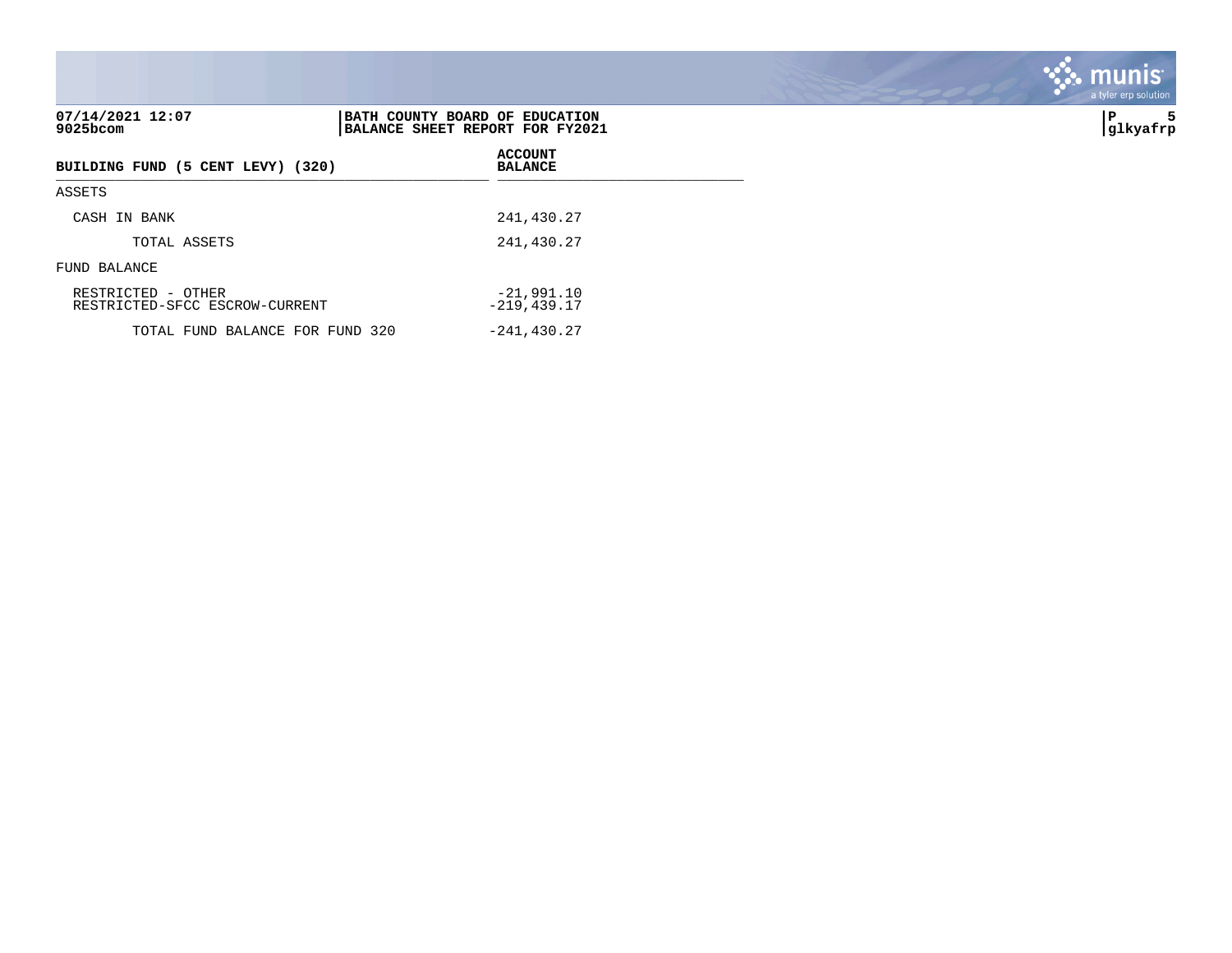07/14/2021 12:07
9025bcom

**BATH COUNTY BOARD OF EDUCATION**
**BALANCE SHEET REPORT FOR FY2021**

| BUILDING FUND (5 CENT LEVY) (320) | ACCOUNT BALANCE |
|---|---|
| ASSETS | |
| CASH IN BANK | 241,430.27 |
| TOTAL ASSETS | 241,430.27 |
| FUND BALANCE | |
| RESTRICTED - OTHER | -21,991.10 |
| RESTRICTED-SFCC ESCROW-CURRENT | -219,439.17 |
| TOTAL FUND BALANCE FOR FUND 320 | -241,430.27 |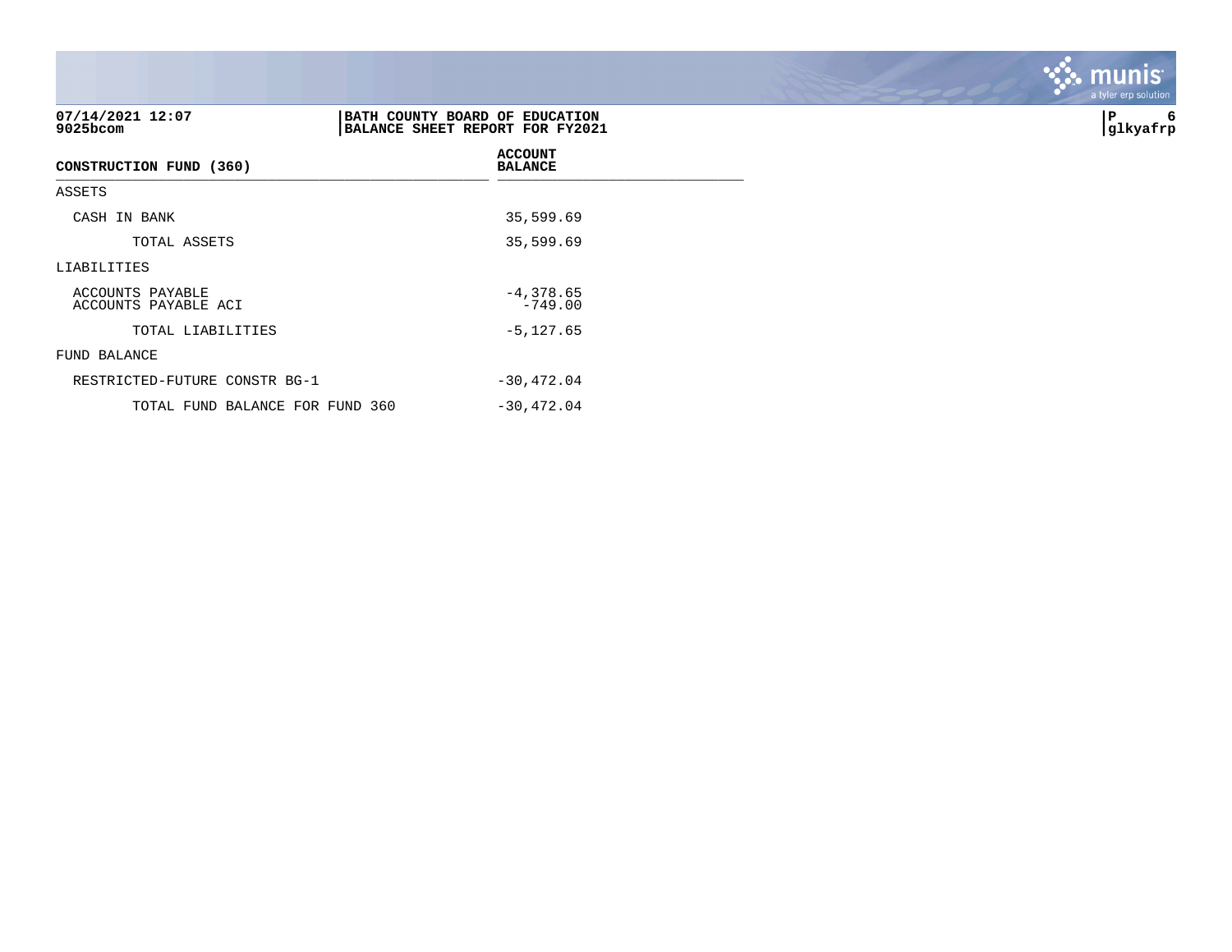07/14/2021 12:07
9025bcom

**BATH COUNTY BOARD OF EDUCATION**
**BALANCE SHEET REPORT FOR FY2021**

P 6
glkyafrp

| CONSTRUCTION FUND (360) | ACCOUNT BALANCE |
|---|---|
| ASSETS | |
| CASH IN BANK | 35,599.69 |
| TOTAL ASSETS | 35,599.69 |
| LIABILITIES | |
| ACCOUNTS PAYABLE | -4,378.65 |
| ACCOUNTS PAYABLE ACI | -749.00 |
| TOTAL LIABILITIES | -5,127.65 |
| FUND BALANCE | |
| RESTRICTED-FUTURE CONSTR BG-1 | -30,472.04 |
| TOTAL FUND BALANCE FOR FUND 360 | -30,472.04 |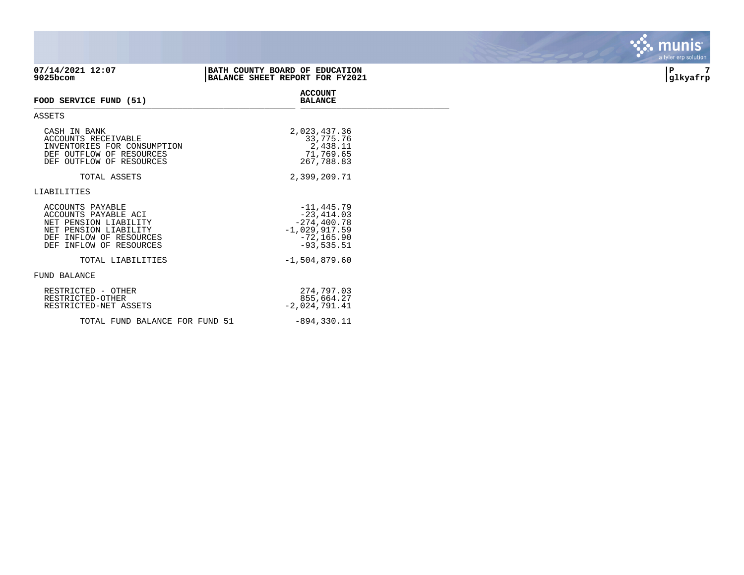**07/14/2021 12:07**
**9025bcom**

**BATH COUNTY BOARD OF EDUCATION**
**BALANCE SHEET REPORT FOR FY2021**

**P 7**
**glkyafrp**

| FOOD SERVICE FUND (51) | ACCOUNT BALANCE |
|---|---|
| ASSETS | |
| CASH IN BANK | 2,023,437.36 |
| ACCOUNTS RECEIVABLE | 33,775.76 |
| INVENTORIES FOR CONSUMPTION | 2,438.11 |
| DEF OUTFLOW OF RESOURCES | 71,769.65 |
| DEF OUTFLOW OF RESOURCES | 267,788.83 |
| TOTAL ASSETS | 2,399,209.71 |
| LIABILITIES | |
| ACCOUNTS PAYABLE | -11,445.79 |
| ACCOUNTS PAYABLE ACI | -23,414.03 |
| NET PENSION LIABILITY | -274,400.78 |
| NET PENSION LIABILITY | -1,029,917.59 |
| DEF INFLOW OF RESOURCES | -72,165.90 |
| DEF INFLOW OF RESOURCES | -93,535.51 |
| TOTAL LIABILITIES | -1,504,879.60 |
| FUND BALANCE | |
| RESTRICTED - OTHER | 274,797.03 |
| RESTRICTED-OTHER | 855,664.27 |
| RESTRICTED-NET ASSETS | -2,024,791.41 |
| TOTAL FUND BALANCE FOR FUND 51 | -894,330.11 |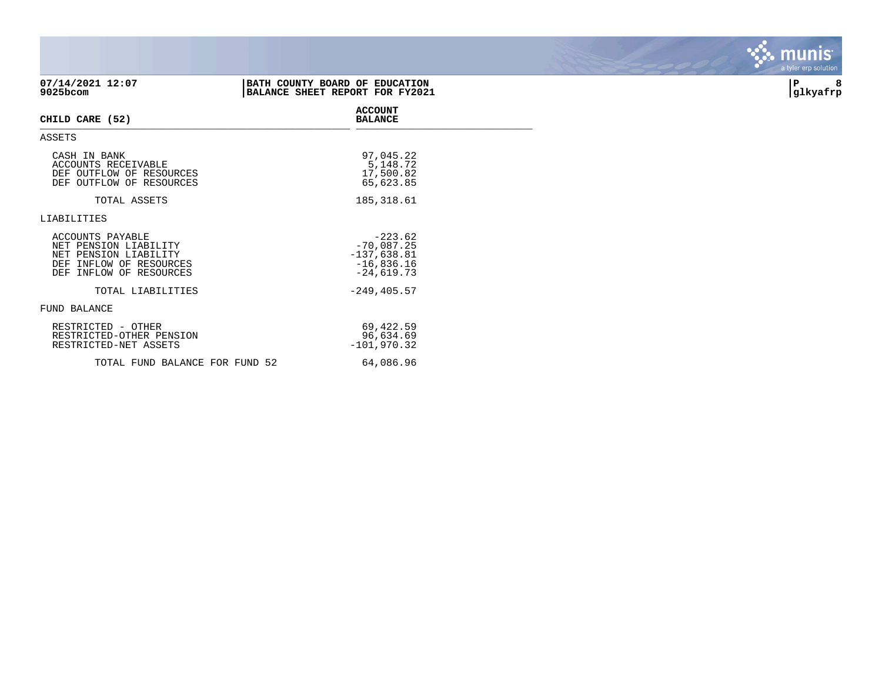07/14/2021 12:07
9025bcom

**BATH COUNTY BOARD OF EDUCATION**
**BALANCE SHEET REPORT FOR FY2021**

P 8
glkyafrp

| CHILD CARE (52) | ACCOUNT BALANCE |
|---|---|
| **ASSETS** | |
| CASH IN BANK | 97,045.22 |
| ACCOUNTS RECEIVABLE | 5,148.72 |
| DEF OUTFLOW OF RESOURCES | 17,500.82 |
| DEF OUTFLOW OF RESOURCES | 65,623.85 |
| TOTAL ASSETS | 185,318.61 |
| **LIABILITIES** | |
| ACCOUNTS PAYABLE | -223.62 |
| NET PENSION LIABILITY | -70,087.25 |
| NET PENSION LIABILITY | -137,638.81 |
| DEF INFLOW OF RESOURCES | -16,836.16 |
| DEF INFLOW OF RESOURCES | -24,619.73 |
| TOTAL LIABILITIES | -249,405.57 |
| **FUND BALANCE** | |
| RESTRICTED - OTHER | 69,422.59 |
| RESTRICTED-OTHER PENSION | 96,634.69 |
| RESTRICTED-NET ASSETS | -101,970.32 |
| TOTAL FUND BALANCE FOR FUND 52 | 64,086.96 |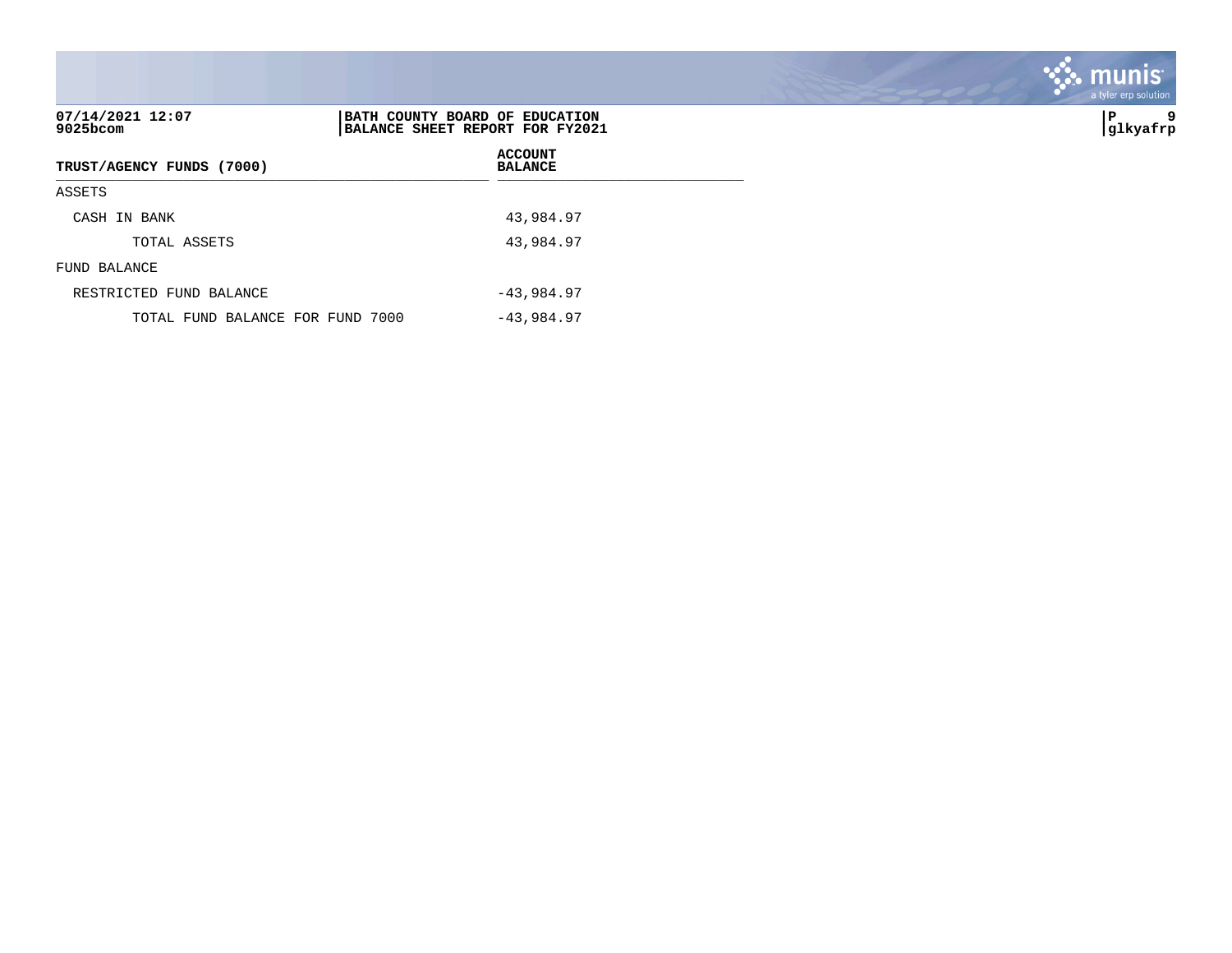07/14/2021 12:07
9025bcom

**BATH COUNTY BOARD OF EDUCATION**
**BALANCE SHEET REPORT FOR FY2021**

glkyafrp

| TRUST/AGENCY FUNDS (7000) | ACCOUNT BALANCE |
|---|---|
| ASSETS | |
| CASH IN BANK | 43,984.97 |
| TOTAL ASSETS | 43,984.97 |
| FUND BALANCE | |
| RESTRICTED FUND BALANCE | -43,984.97 |
| TOTAL FUND BALANCE FOR FUND 7000 | -43,984.97 |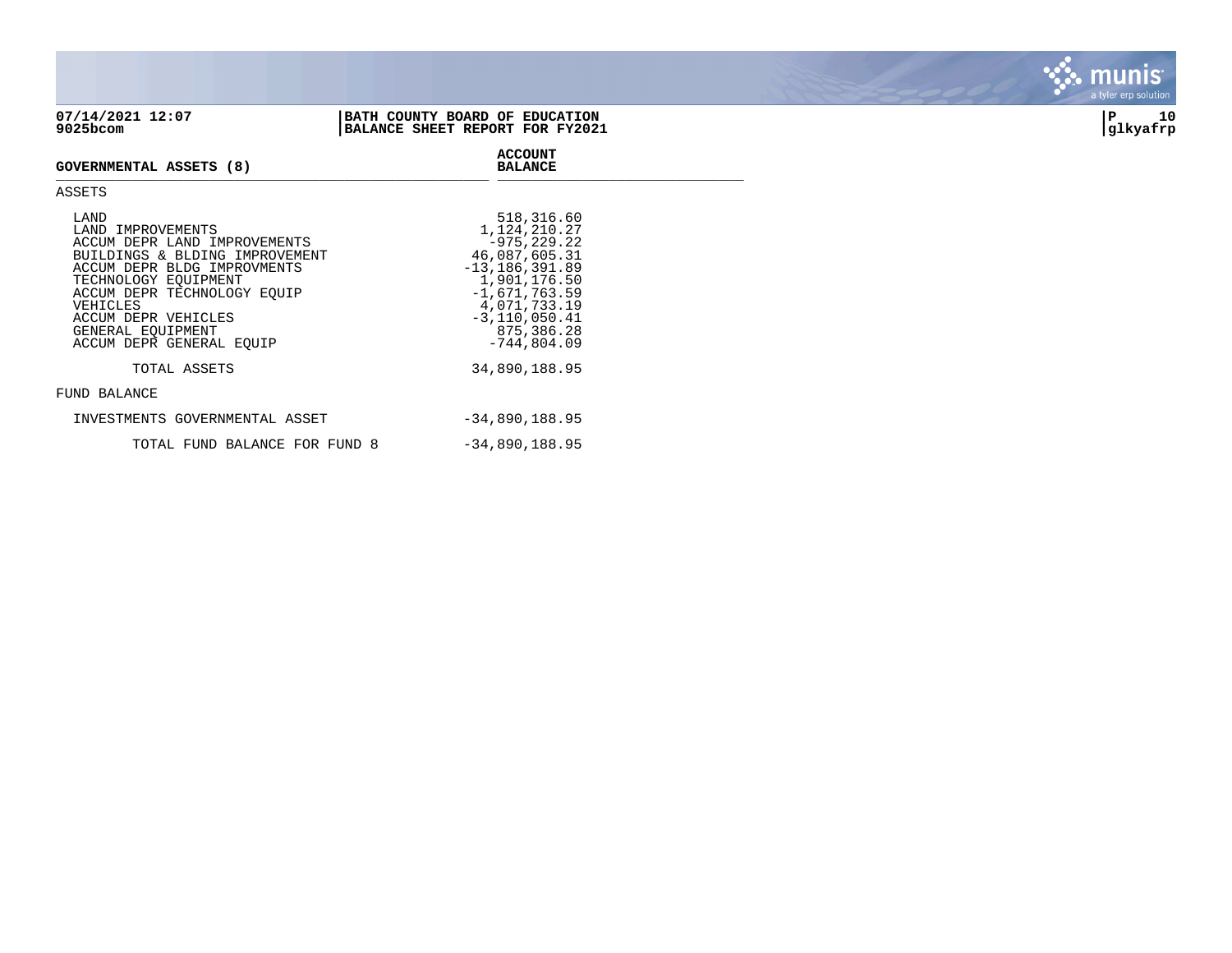07/14/2021 12:07
9025bcom

BATH COUNTY BOARD OF EDUCATION
BALANCE SHEET REPORT FOR FY2021

P 10
glkyafrp

| GOVERNMENTAL ASSETS (8) | ACCOUNT BALANCE |
|---|---|
| **ASSETS** | |
| LAND | 518,316.60 |
| LAND IMPROVEMENTS | 1,124,210.27 |
| ACCUM DEPR LAND IMPROVEMENTS | -975,229.22 |
| BUILDINGS & BLDING IMPROVEMENT | 46,087,605.31 |
| ACCUM DEPR BLDG IMPROVMENTS | -13,186,391.89 |
| TECHNOLOGY EQUIPMENT | 1,901,176.50 |
| ACCUM DEPR TECHNOLOGY EQUIP | -1,671,763.59 |
| VEHICLES | 4,071,733.19 |
| ACCUM DEPR VEHICLES | -3,110,050.41 |
| GENERAL EQUIPMENT | 875,386.28 |
| ACCUM DEPR GENERAL EQUIP | -744,804.09 |
| TOTAL ASSETS | 34,890,188.95 |
| **FUND BALANCE** | |
| INVESTMENTS GOVERNMENTAL ASSET | -34,890,188.95 |
| TOTAL FUND BALANCE FOR FUND 8 | -34,890,188.95 |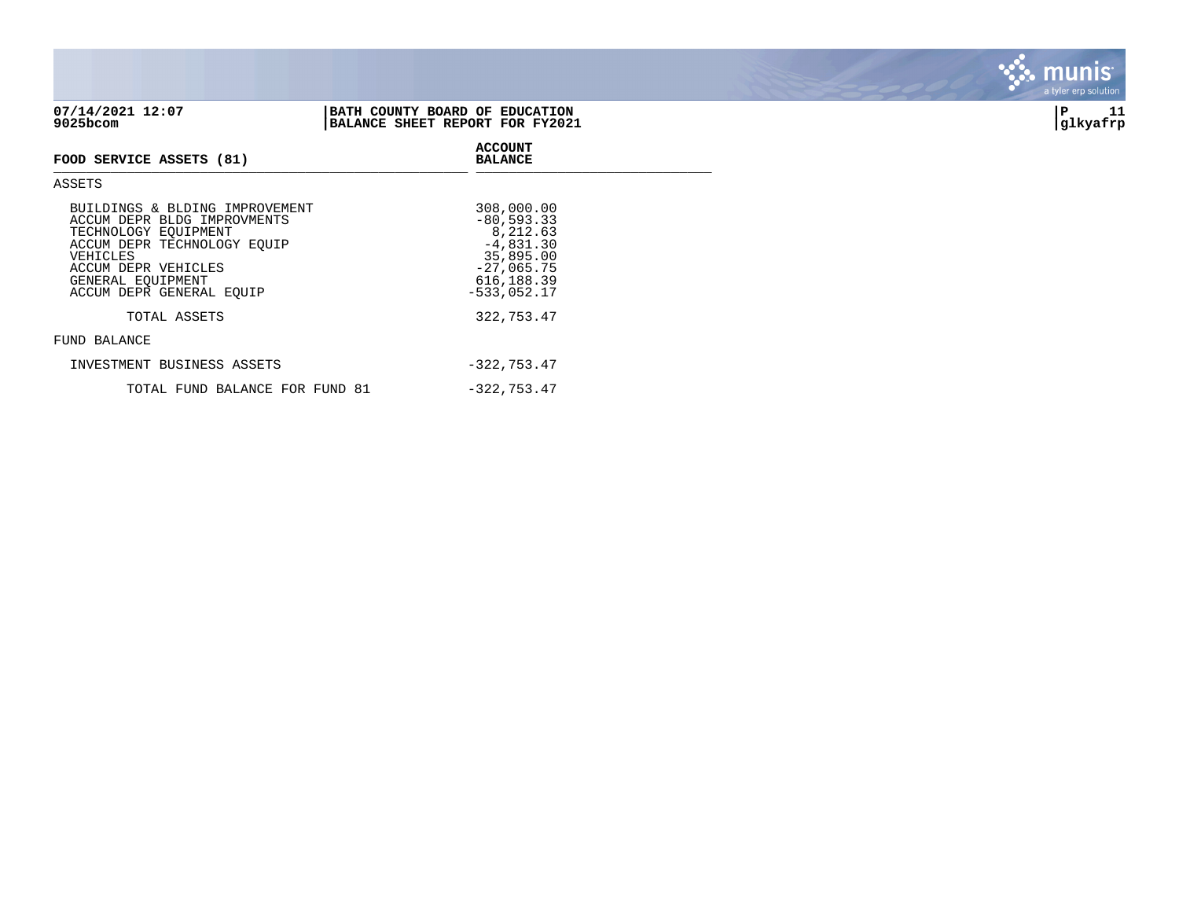**07/14/2021 12:07**
**9025bcom**

**BATH COUNTY BOARD OF EDUCATION**
**BALANCE SHEET REPORT FOR FY2021**

**glkyafrp**

| **FOOD SERVICE ASSETS (81)** | **ACCOUNT BALANCE** |
|---|---|
| ASSETS | |
| BUILDINGS & BLDING IMPROVEMENT | 308,000.00 |
| ACCUM DEPR BLDG IMPROVMENTS | -80,593.33 |
| TECHNOLOGY EQUIPMENT | 8,212.63 |
| ACCUM DEPR TECHNOLOGY EQUIP | -4,831.30 |
| VEHICLES | 35,895.00 |
| ACCUM DEPR VEHICLES | -27,065.75 |
| GENERAL EQUIPMENT | 616,188.39 |
| ACCUM DEPR GENERAL EQUIP | -533,052.17 |
| TOTAL ASSETS | 322,753.47 |
| FUND BALANCE | |
| INVESTMENT BUSINESS ASSETS | -322,753.47 |
| TOTAL FUND BALANCE FOR FUND 81 | -322,753.47 |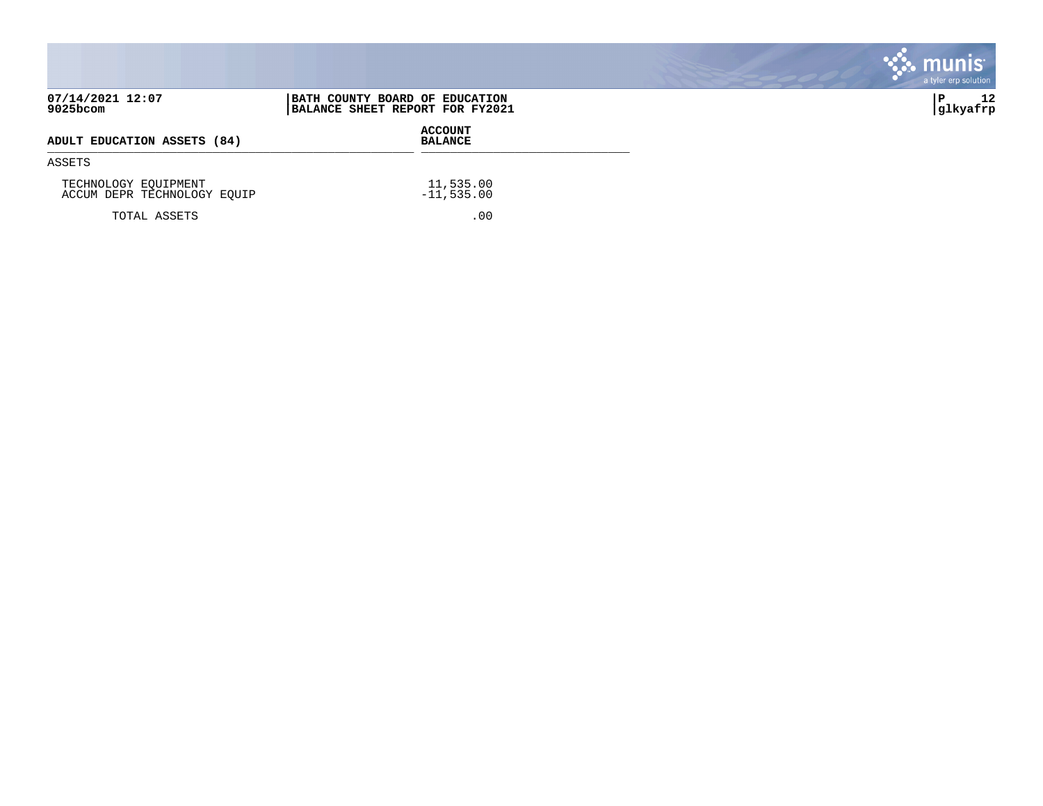**07/14/2021 12:07**
**9025bcom**

**BATH COUNTY BOARD OF EDUCATION**
**BALANCE SHEET REPORT FOR FY2021**

**P 12**
**glkyafrp**

| ADULT EDUCATION ASSETS (84) | ACCOUNT BALANCE |
|---|---|
| ASSETS | |
| TECHNOLOGY EQUIPMENT | 11,535.00 |
| ACCUM DEPR TECHNOLOGY EQUIP | -11,535.00 |
| TOTAL ASSETS | .00 |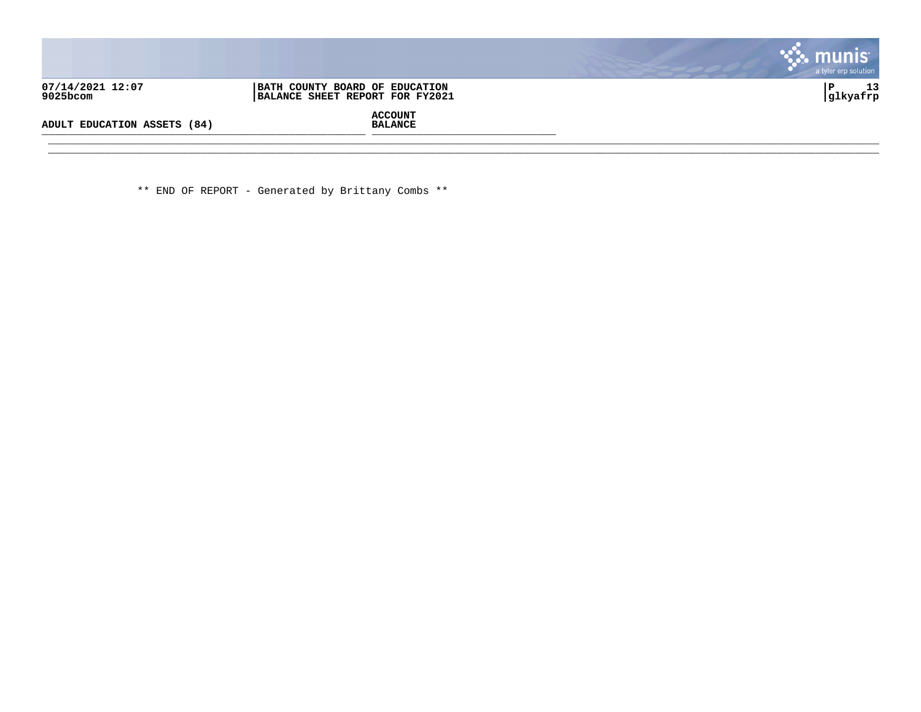ADULT EDUCATION ASSETS (84)

| | ACCOUNT BALANCE |
|---|---|

** END OF REPORT - Generated by Brittany Combs **